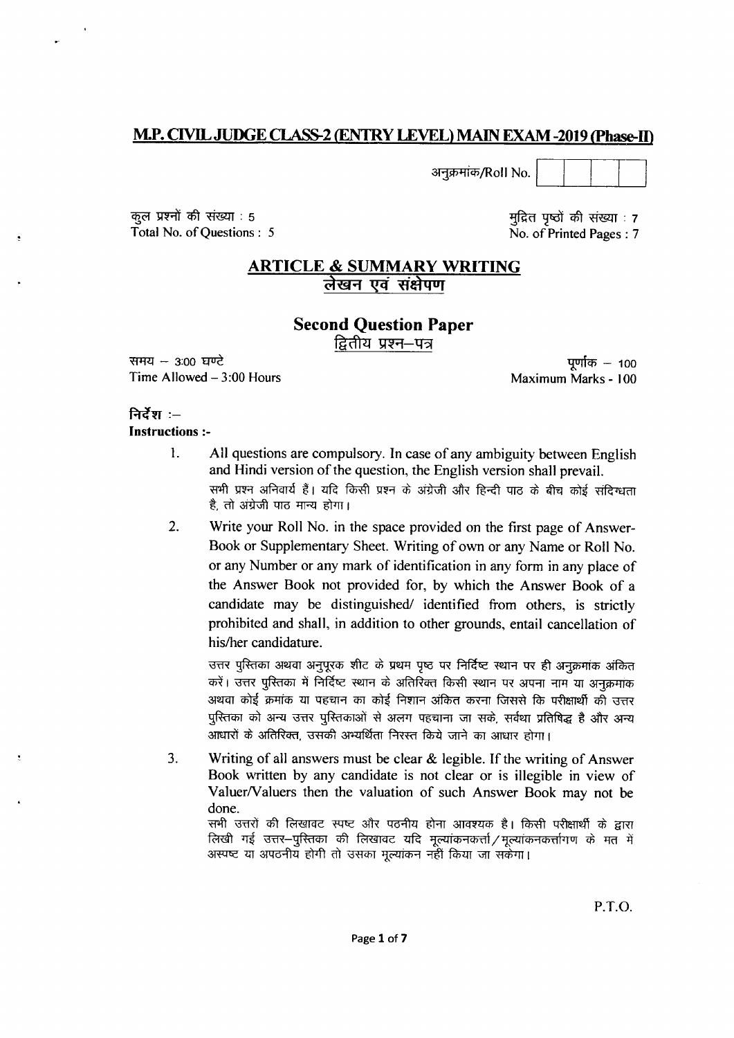# M.P. CIVIL JUDGE CLASS-2 (ENTRY LEVEL) MAIN EXAM -2019 (Phase-II)

अनुक्रमांक/Roll No. | | | | |

कुल प्रश्नों की संख्या : 5
Total No. of Questions : 5

मुद्रित पृष्ठों की संख्या : 7
No. of Printed Pages : 7

## ARTICLE & SUMMARY WRITING
## लेखन एवं संक्षेपण

## Second Question Paper
## द्वितीय प्रश्न–पत्र

समय – 3:00 घण्टे
Time Allowed – 3:00 Hours

पूर्णांक – 100
Maximum Marks - 100

**निर्देश :–**
**Instructions :-**

1. All questions are compulsory. In case of any ambiguity between English and Hindi version of the question, the English version shall prevail.

   सभी प्रश्न अनिवार्य हैं। यदि किसी प्रश्न के अंग्रेजी और हिन्दी पाठ के बीच कोई संदिग्धता है, तो अंग्रेजी पाठ मान्य होगा।

2. Write your Roll No. in the space provided on the first page of Answer-Book or Supplementary Sheet. Writing of own or any Name or Roll No. or any Number or any mark of identification in any form in any place of the Answer Book not provided for, by which the Answer Book of a candidate may be distinguished/ identified from others, is strictly prohibited and shall, in addition to other grounds, entail cancellation of his/her candidature.

   उत्तर पुस्तिका अथवा अनुपूरक शीट के प्रथम पृष्ठ पर निर्दिष्ट स्थान पर ही अनुक्रमांक अंकित करें। उत्तर पुस्तिका में निर्दिष्ट स्थान के अतिरिक्त किसी स्थान पर अपना नाम या अनुक्रमाक अथवा कोई क्रमांक या पहचान का कोई निशान अंकित करना जिससे कि परीक्षार्थी की उत्तर पुस्तिका को अन्य उत्तर पुस्तिकाओं से अलग पहचाना जा सके, सर्वथा प्रतिषिद्ध है और अन्य आधारों के अतिरिक्त, उसकी अभ्यर्थिता निरस्त किये जाने का आधार होगा।

3. Writing of all answers must be clear & legible. If the writing of Answer Book written by any candidate is not clear or is illegible in view of Valuer/Valuers then the valuation of such Answer Book may not be done.

   सभी उत्तरों की लिखावट स्पष्ट और पठनीय होना आवश्यक है। किसी परीक्षार्थी के द्वारा लिखी गई उत्तर–पुस्तिका की लिखावट यदि मूल्यांकनकर्त्ता/मूल्यांकनकर्त्तागण के मत में अस्पष्ट या अपठनीय होगी तो उसका मूल्यांकन नहीं किया जा सकेगा।

P.T.O.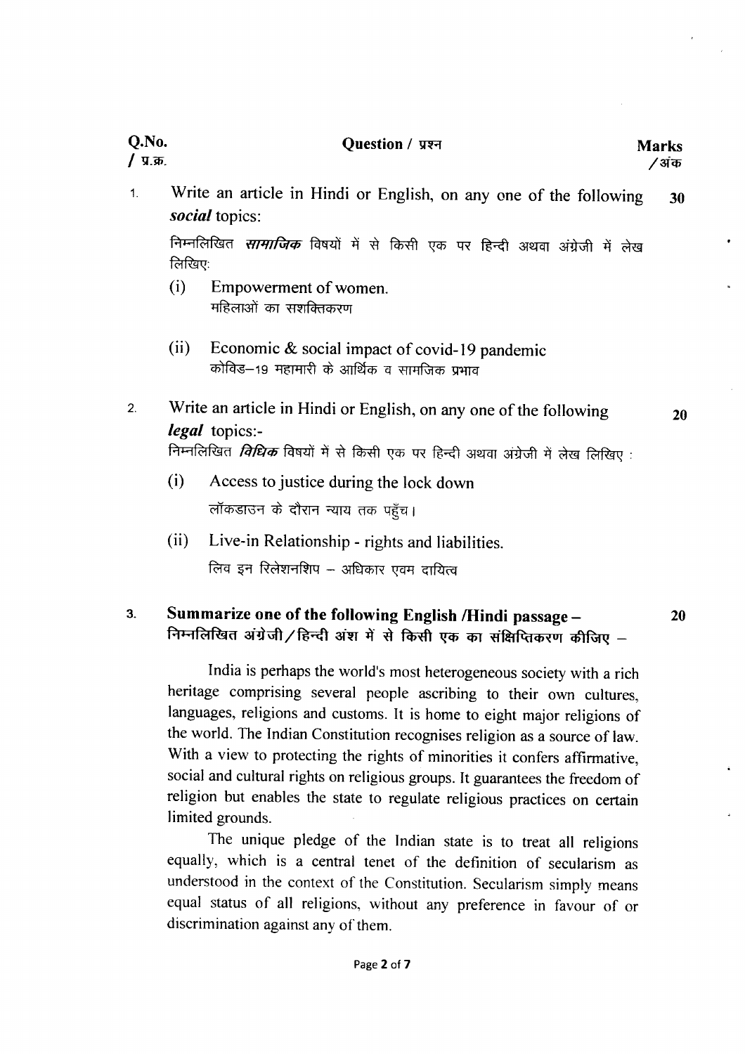| Q.No. / प्र.क्र. | Question / प्रश्न | Marks / अंक |
|---|---|---|

1. Write an article in Hindi or English, on any one of the following ***social*** topics: **30**

   निम्नलिखित ***सामाजिक*** विषयों में से किसी एक पर हिन्दी अथवा अंग्रेजी में लेख लिखिए:

   (i) Empowerment of women.
   महिलाओं का सशक्तिकरण

   (ii) Economic & social impact of covid-19 pandemic
   कोविड–19 महामारी के आर्थिक व सामजिक प्रभाव

2. Write an article in Hindi or English, on any one of the following ***legal*** topics:- **20**

   निम्नलिखित ***विधिक*** विषयों में से किसी एक पर हिन्दी अथवा अंग्रेजी में लेख लिखिए :

   (i) Access to justice during the lock down
   लॉकडाउन के दौरान न्याय तक पहुँच।

   (ii) Live-in Relationship - rights and liabilities.
   लिव इन रिलेशनशिप – अधिकार एवम दायित्व

3. **Summarize one of the following English /Hindi passage –** **20**

   **निम्नलिखित अंग्रेजी / हिन्दी अंश में से किसी एक का संक्षिप्तिकरण कीजिए –**

   India is perhaps the world's most heterogeneous society with a rich heritage comprising several people ascribing to their own cultures, languages, religions and customs. It is home to eight major religions of the world. The Indian Constitution recognises religion as a source of law. With a view to protecting the rights of minorities it confers affirmative, social and cultural rights on religious groups. It guarantees the freedom of religion but enables the state to regulate religious practices on certain limited grounds.

   The unique pledge of the Indian state is to treat all religions equally, which is a central tenet of the definition of secularism as understood in the context of the Constitution. Secularism simply means equal status of all religions, without any preference in favour of or discrimination against any of them.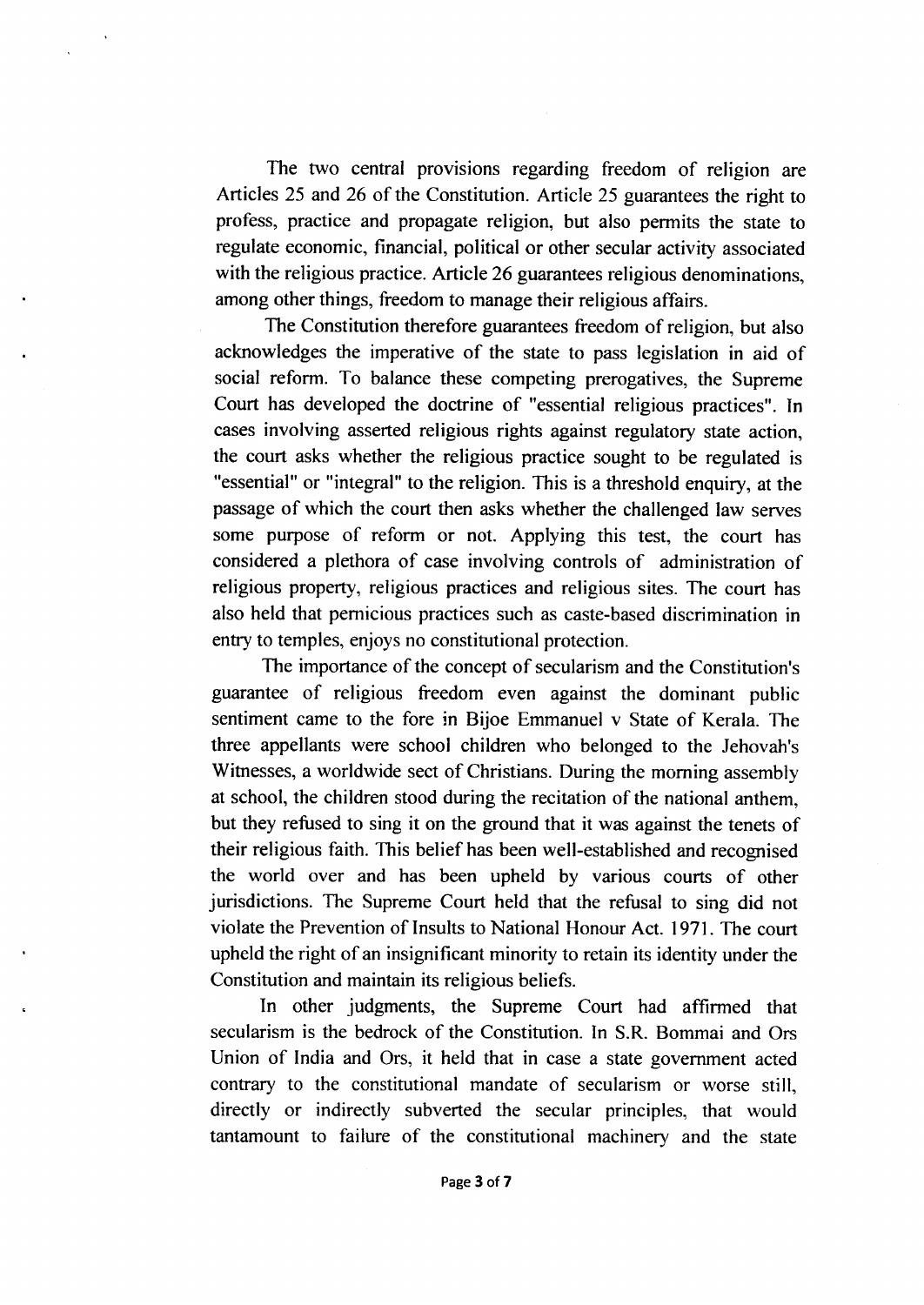The two central provisions regarding freedom of religion are Articles 25 and 26 of the Constitution. Article 25 guarantees the right to profess, practice and propagate religion, but also permits the state to regulate economic, financial, political or other secular activity associated with the religious practice. Article 26 guarantees religious denominations, among other things, freedom to manage their religious affairs.

The Constitution therefore guarantees freedom of religion, but also acknowledges the imperative of the state to pass legislation in aid of social reform. To balance these competing prerogatives, the Supreme Court has developed the doctrine of "essential religious practices". In cases involving asserted religious rights against regulatory state action, the court asks whether the religious practice sought to be regulated is "essential" or "integral" to the religion. This is a threshold enquiry, at the passage of which the court then asks whether the challenged law serves some purpose of reform or not. Applying this test, the court has considered a plethora of case involving controls of administration of religious property, religious practices and religious sites. The court has also held that pernicious practices such as caste-based discrimination in entry to temples, enjoys no constitutional protection.

The importance of the concept of secularism and the Constitution's guarantee of religious freedom even against the dominant public sentiment came to the fore in Bijoe Emmanuel v State of Kerala. The three appellants were school children who belonged to the Jehovah's Witnesses, a worldwide sect of Christians. During the morning assembly at school, the children stood during the recitation of the national anthem, but they refused to sing it on the ground that it was against the tenets of their religious faith. This belief has been well-established and recognised the world over and has been upheld by various courts of other jurisdictions. The Supreme Court held that the refusal to sing did not violate the Prevention of Insults to National Honour Act. 1971. The court upheld the right of an insignificant minority to retain its identity under the Constitution and maintain its religious beliefs.

In other judgments, the Supreme Court had affirmed that secularism is the bedrock of the Constitution. In S.R. Bommai and Ors Union of India and Ors, it held that in case a state government acted contrary to the constitutional mandate of secularism or worse still, directly or indirectly subverted the secular principles, that would tantamount to failure of the constitutional machinery and the state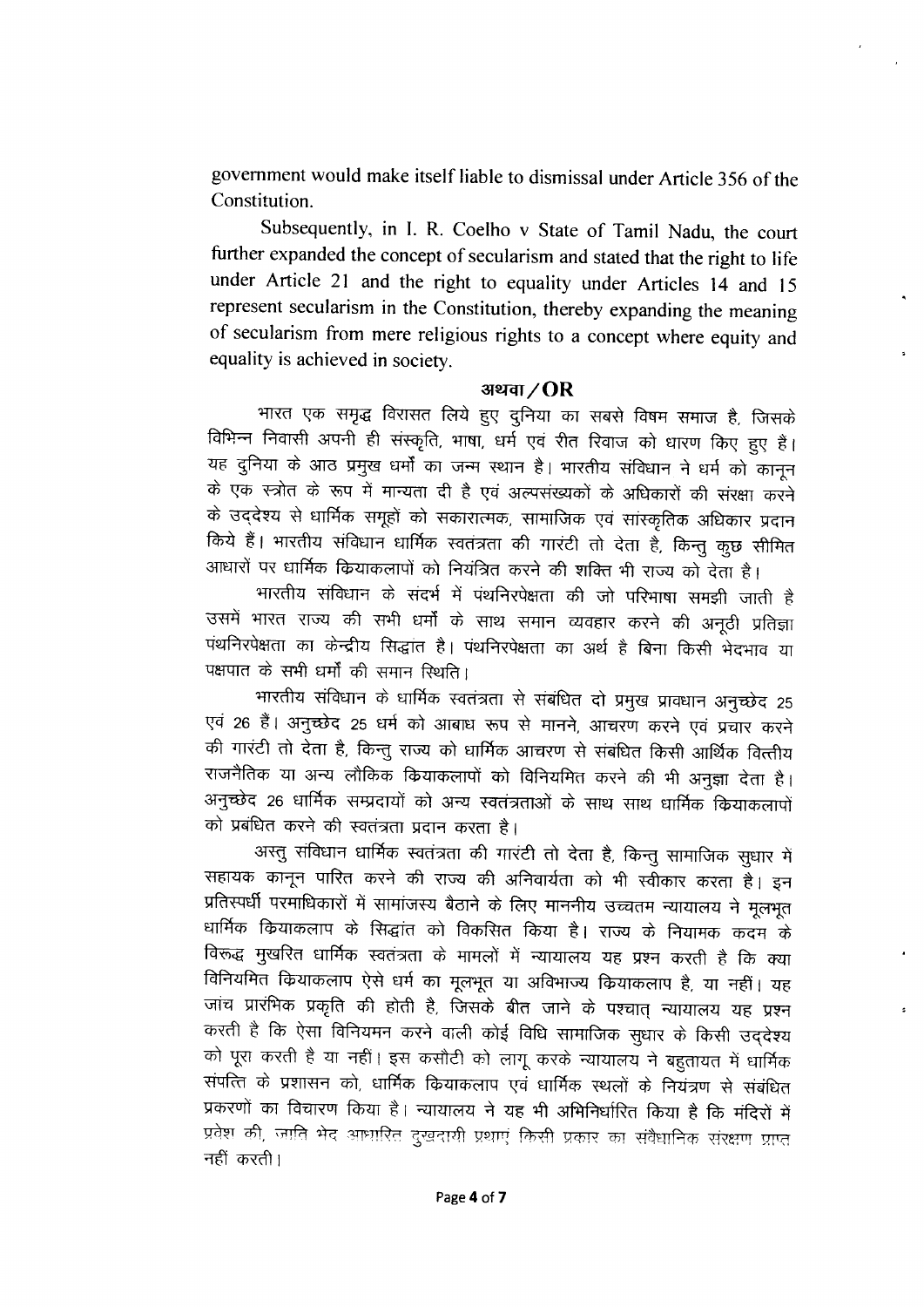government would make itself liable to dismissal under Article 356 of the Constitution.

Subsequently, in I. R. Coelho v State of Tamil Nadu, the court further expanded the concept of secularism and stated that the right to life under Article 21 and the right to equality under Articles 14 and 15 represent secularism in the Constitution, thereby expanding the meaning of secularism from mere religious rights to a concept where equity and equality is achieved in society.

**अथवा / OR**

भारत एक समृद्ध विरासत लिये हुए दुनिया का सबसे विषम समाज है, जिसके विभिन्न निवासी अपनी ही संस्कृति, भाषा, धर्म एवं रीत रिवाज को धारण किए हुए हैं। यह दुनिया के आठ प्रमुख धर्मों का जन्म स्थान है। भारतीय संविधान ने धर्म को कानून के एक स्त्रोत के रूप में मान्यता दी है एवं अल्पसंख्यकों के अधिकारों की संरक्षा करने के उद्देश्य से धार्मिक समूहों को सकारात्मक, सामाजिक एवं सांस्कृतिक अधिकार प्रदान किये हैं। भारतीय संविधान धार्मिक स्वतंत्रता की गारंटी तो देता है, किन्तु कुछ सीमित आधारों पर धार्मिक क्रियाकलापों को नियंत्रित करने की शक्ति भी राज्य को देता है।

भारतीय संविधान के संदर्भ में पंथनिरपेक्षता की जो परिभाषा समझी जाती है उसमें भारत राज्य की सभी धर्मों के साथ समान व्यवहार करने की अनूठी प्रतिज्ञा पंथनिरपेक्षता का केन्द्रीय सिद्धांत है। पंथनिरपेक्षता का अर्थ है बिना किसी भेदभाव या पक्षपात के सभी धर्मों की समान स्थिति।

भारतीय संविधान के धार्मिक स्वतंत्रता से संबंधित दो प्रमुख प्रावधान अनुच्छेद 25 एवं 26 हैं। अनुच्छेद 25 धर्म को आबाध रूप से मानने, आचरण करने एवं प्रचार करने की गारंटी तो देता है, किन्तु राज्य को धार्मिक आचरण से संबंधित किसी आर्थिक वित्तीय राजनैतिक या अन्य लौकिक क्रियाकलापों को विनियमित करने की भी अनुज्ञा देता है। अनुच्छेद 26 धार्मिक सम्प्रदायों को अन्य स्वतंत्रताओं के साथ साथ धार्मिक क्रियाकलापों को प्रबंधित करने की स्वतंत्रता प्रदान करता है।

अस्तु संविधान धार्मिक स्वतंत्रता की गारंटी तो देता है, किन्तु सामाजिक सुधार में सहायक कानून पारित करने की राज्य की अनिवार्यता को भी स्वीकार करता है। इन प्रतिस्पर्धी परमाधिकारों में सामंजस्य बैठाने के लिए माननीय उच्चतम न्यायालय ने मूलभूत धार्मिक क्रियाकलाप के सिद्धांत को विकसित किया है। राज्य के नियामक कदम के विरूद्ध मुखरित धार्मिक स्वतंत्रता के मामलों में न्यायालय यह प्रश्न करती है कि क्या विनियमित क्रियाकलाप ऐसे धर्म का मूलभूत या अविभाज्य क्रियाकलाप है, या नहीं। यह जांच प्रारंभिक प्रकृति की होती है, जिसके बीत जाने के पश्चात् न्यायालय यह प्रश्न करती है कि ऐसा विनियमन करने वाली कोई विधि सामाजिक सुधार के किसी उद्देश्य को पूरा करती है या नहीं। इस कसौटी को लागू करके न्यायालय ने बहुतायत में धार्मिक संपत्ति के प्रशासन को, धार्मिक क्रियाकलाप एवं धार्मिक स्थलों के नियंत्रण से संबंधित प्रकरणों का विचारण किया है। न्यायालय ने यह भी अभिनिर्धारित किया है कि मंदिरों में प्रवेश की, जाति भेद आधारित दुखदायी प्रथाएं किसी प्रकार का संवैधानिक संरक्षण प्राप्त नहीं करती।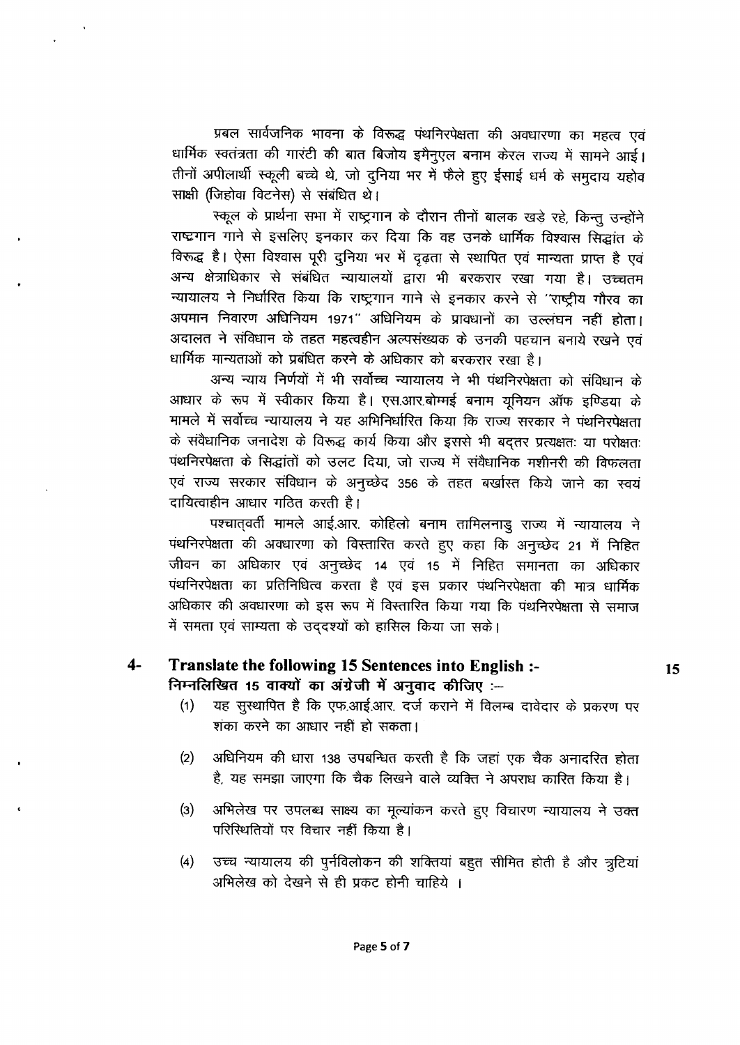प्रबल सार्वजनिक भावना के विरूद्ध पंथनिरपेक्षता की अवधारणा का महत्व एवं धार्मिक स्वतंत्रता की गारंटी की बात बिजोय इमैनुएल बनाम केरल राज्य में सामने आई। तीनों अपीलार्थी स्कूली बच्चे थे, जो दुनिया भर में फैले हुए ईसाई धर्म के समुदाय यहोव साक्षी (जिहोवा विटनेस) से संबंधित थे।

स्कूल के प्रार्थना सभा में राष्ट्रगान के दौरान तीनों बालक खड़े रहे, किन्तु उन्होंने राष्ट्रगान गाने से इसलिए इनकार कर दिया कि वह उनके धार्मिक विश्वास सिद्धांत के विरूद्ध है। ऐसा विश्वास पूरी दुनिया भर में दृढ़ता से स्थापित एवं मान्यता प्राप्त है एवं अन्य क्षेत्राधिकार से संबंधित न्यायालयों द्वारा भी बरकरार रखा गया है। उच्चतम न्यायालय ने निर्धारित किया कि राष्ट्रगान गाने से इनकार करने से "राष्ट्रीय गौरव का अपमान निवारण अधिनियम 1971" अधिनियम के प्रावधानों का उल्लंघन नहीं होता। अदालत ने संविधान के तहत महत्वहीन अल्पसंख्यक के उनकी पहचान बनाये रखने एवं धार्मिक मान्यताओं को प्रबंधित करने के अधिकार को बरकरार रखा है।

अन्य न्याय निर्णयों में भी सर्वोच्च न्यायालय ने भी पंथनिरपेक्षता को संविधान के आधार के रूप में स्वीकार किया है। एस.आर.बोम्मई बनाम यूनियन ऑफ इण्डिया के मामले में सर्वोच्च न्यायालय ने यह अभिनिर्धारित किया कि राज्य सरकार ने पंथनिरपेक्षता के संवैधानिक जनादेश के विरूद्ध कार्य किया और इससे भी बदतर प्रत्यक्षतः या परोक्षतः पंथनिरपेक्षता के सिद्धांतों को उलट दिया, जो राज्य में संवैधानिक मशीनरी की विफलता एवं राज्य सरकार संविधान के अनुच्छेद 356 के तहत बर्खास्त किये जाने का स्वयं दायित्वाहीन आधार गठित करती है।

पश्चात्वर्ती मामले आई.आर. कोहिलो बनाम तामिलनाडु राज्य में न्यायालय ने पंथनिरपेक्षता की अवधारणा को विस्तारित करते हुए कहा कि अनुच्छेद 21 में निहित जीवन का अधिकार एवं अनुच्छेद 14 एवं 15 में निहित समानता का अधिकार पंथनिरपेक्षता का प्रतिनिधित्व करता है एवं इस प्रकार पंथनिरपेक्षता की मात्र धार्मिक अधिकार की अवधारणा को इस रूप में विस्तारित किया गया कि पंथनिरपेक्षता से समाज में समता एवं साम्यता के उद्देश्यों को हासिल किया जा सके।

## 4- Translate the following 15 Sentences into English :- **15**
**निम्नलिखित 15 वाक्यों का अंग्रेजी में अनुवाद कीजिए :—**

(1) यह सुस्थापित है कि एफ.आई.आर. दर्ज कराने में विलम्ब दावेदार के प्रकरण पर शंका करने का आधार नहीं हो सकता।

(2) अधिनियम की धारा 138 उपबन्धित करती है कि जहां एक चैक अनादरित होता है, यह समझा जाएगा कि चैक लिखने वाले व्यक्ति ने अपराध कारित किया है।

(3) अभिलेख पर उपलब्ध साक्ष्य का मूल्यांकन करते हुए विचारण न्यायालय ने उक्त परिस्थितियों पर विचार नहीं किया है।

(4) उच्च न्यायालय की पुर्नविलोकन की शक्तियां बहुत सीमित होती है और त्रुटियां अभिलेख को देखने से ही प्रकट होनी चाहिये ।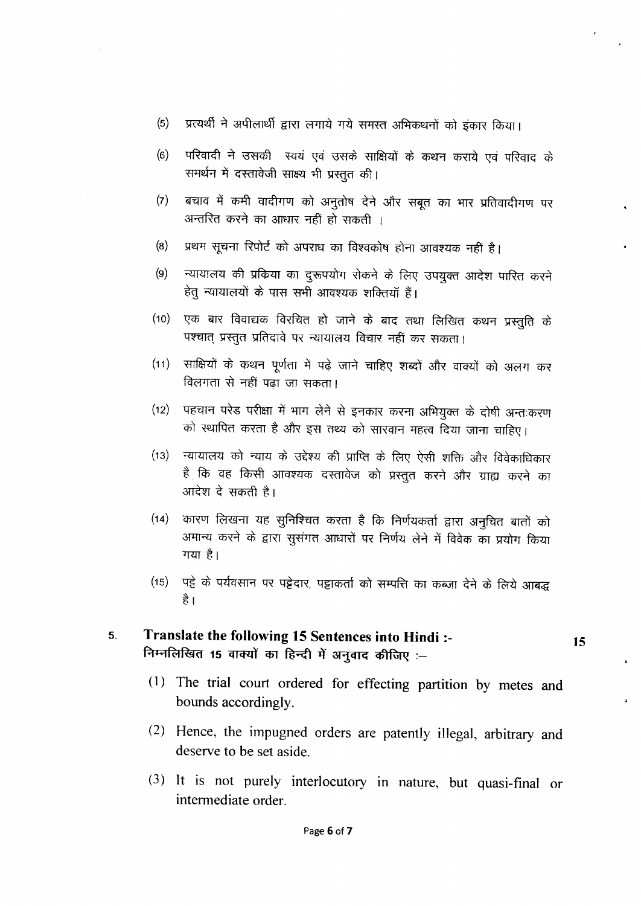(5) प्रत्यर्थी ने अपीलार्थी द्वारा लगाये गये समस्त अभिकथनों को इंकार किया।

(6) परिवादी ने उसकी स्वयं एवं उसके साक्षियों के कथन कराये एवं परिवाद के समर्थन में दस्तावेजी साक्ष्य भी प्रस्तुत की।

(7) बचाव में कमी वादीगण को अनुतोष देने और सबूत का भार प्रतिवादीगण पर अन्तरित करने का आधार नहीं हो सकती ।

(8) प्रथम सूचना रिपोर्ट को अपराध का विश्वकोष होना आवश्यक नहीं है।

(9) न्यायालय की प्रक्रिया का दुरूपयोग रोकने के लिए उपयुक्त आदेश पारित करने हेतु न्यायालयों के पास सभी आवश्यक शक्तियाँ हैं।

(10) एक बार विवाद्यक विरचित हो जाने के बाद तथा लिखित कथन प्रस्तुति के पश्चात् प्रस्तुत प्रतिदावे पर न्यायालय विचार नहीं कर सकता।

(11) साक्षियों के कथन पूर्णता में पढ़े जाने चाहिए शब्दों और वाक्यों को अलग कर विलगता से नहीं पढ़ा जा सकता।

(12) पहचान परेड परीक्षा में भाग लेने से इनकार करना अभियुक्त के दोषी अन्तःकरण को स्थापित करता है और इस तथ्य को सारवान महत्व दिया जाना चाहिए।

(13) न्यायालय को न्याय के उद्देश्य की प्राप्ति के लिए ऐसी शक्ति और विवेकाधिकार है कि वह किसी आवश्यक दस्तावेज को प्रस्तुत करने और ग्राह्य करने का आदेश दे सकती है।

(14) कारण लिखना यह सुनिश्चित करता है कि निर्णयकर्ता द्वारा अनुचित बातों को अमान्य करने के द्वारा सुसंगत आधारों पर निर्णय लेने में विवेक का प्रयोग किया गया है।

(15) पट्टे के पर्यवसान पर पट्टेदार, पट्टाकर्ता को सम्पत्ति का कब्जा देने के लिये आबद्ध है।

**5. Translate the following 15 Sentences into Hindi :-** **15**
**निम्नलिखित 15 वाक्यों का हिन्दी में अनुवाद कीजिए :–**

(1) The trial court ordered for effecting partition by metes and bounds accordingly.

(2) Hence, the impugned orders are patently illegal, arbitrary and deserve to be set aside.

(3) It is not purely interlocutory in nature, but quasi-final or intermediate order.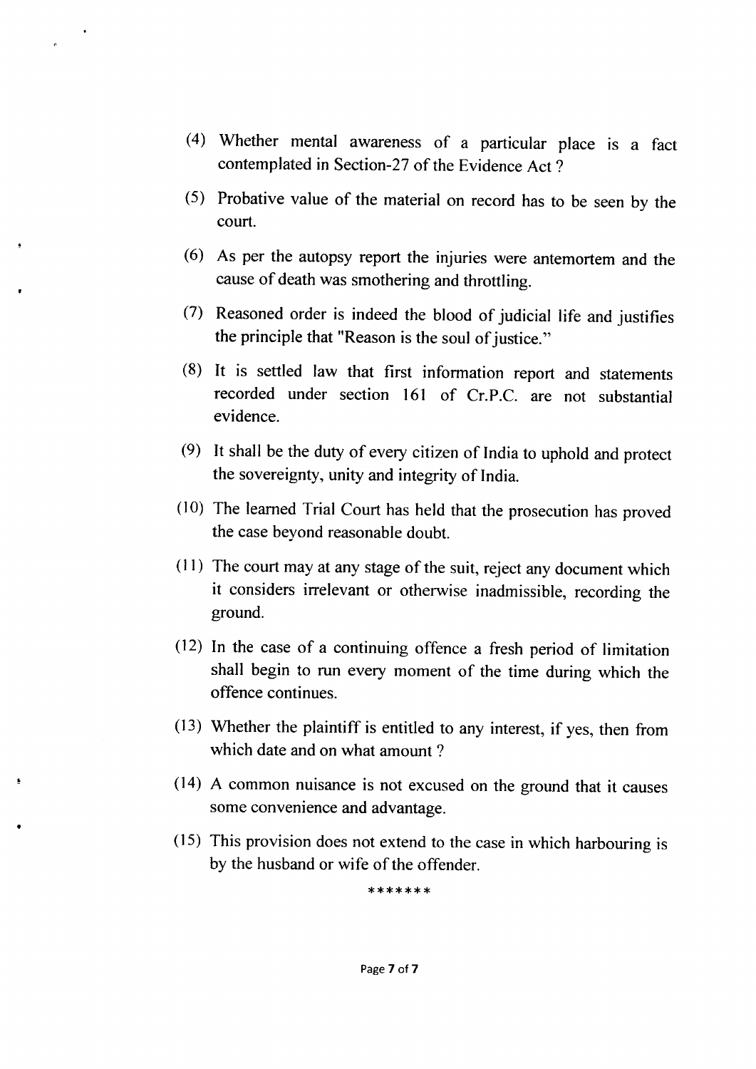(4) Whether mental awareness of a particular place is a fact contemplated in Section-27 of the Evidence Act ?

(5) Probative value of the material on record has to be seen by the court.

(6) As per the autopsy report the injuries were antemortem and the cause of death was smothering and throttling.

(7) Reasoned order is indeed the blood of judicial life and justifies the principle that "Reason is the soul of justice."

(8) It is settled law that first information report and statements recorded under section 161 of Cr.P.C. are not substantial evidence.

(9) It shall be the duty of every citizen of India to uphold and protect the sovereignty, unity and integrity of India.

(10) The learned Trial Court has held that the prosecution has proved the case beyond reasonable doubt.

(11) The court may at any stage of the suit, reject any document which it considers irrelevant or otherwise inadmissible, recording the ground.

(12) In the case of a continuing offence a fresh period of limitation shall begin to run every moment of the time during which the offence continues.

(13) Whether the plaintiff is entitled to any interest, if yes, then from which date and on what amount ?

(14) A common nuisance is not excused on the ground that it causes some convenience and advantage.

(15) This provision does not extend to the case in which harbouring is by the husband or wife of the offender.

*******